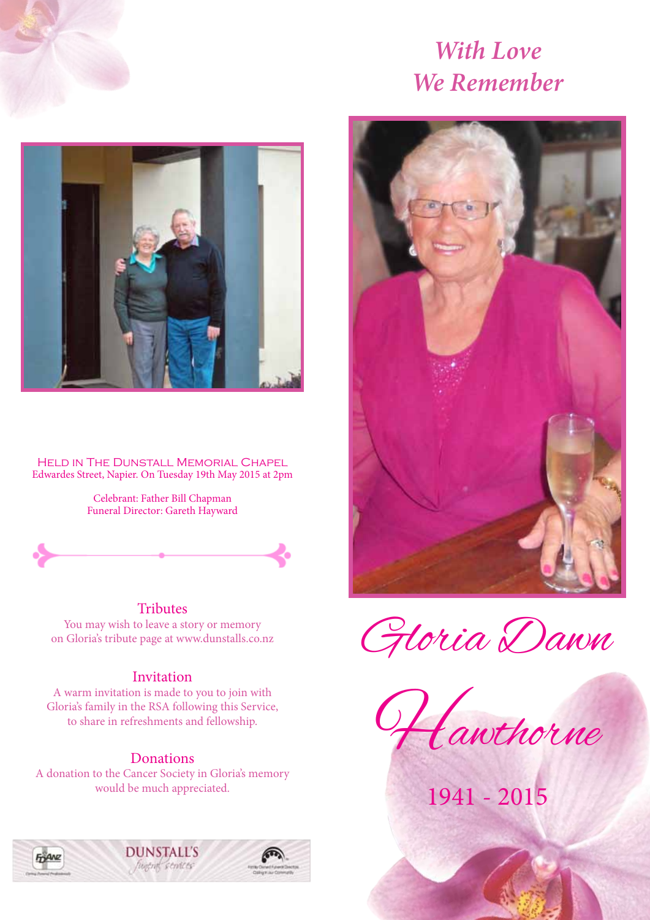# With Love We Remember

# Gloria Dawn Hawthorne

## 1941 - 2015

HELD IN THE DUNSTALL MEMORIAL CHAPEL
Edwardes Street, Napier. On Tuesday 19th May 2015 at 2pm

Celebrant: Father Bill Chapman
Funeral Director: Gareth Hayward

### Tributes

You may wish to leave a story or memory on Gloria's tribute page at www.dunstalls.co.nz

### Invitation

A warm invitation is made to you to join with Gloria's family in the RSA following this Service, to share in refreshments and fellowship.

### Donations

A donation to the Cancer Society in Gloria's memory would be much appreciated.

DUNSTALL'S funeral services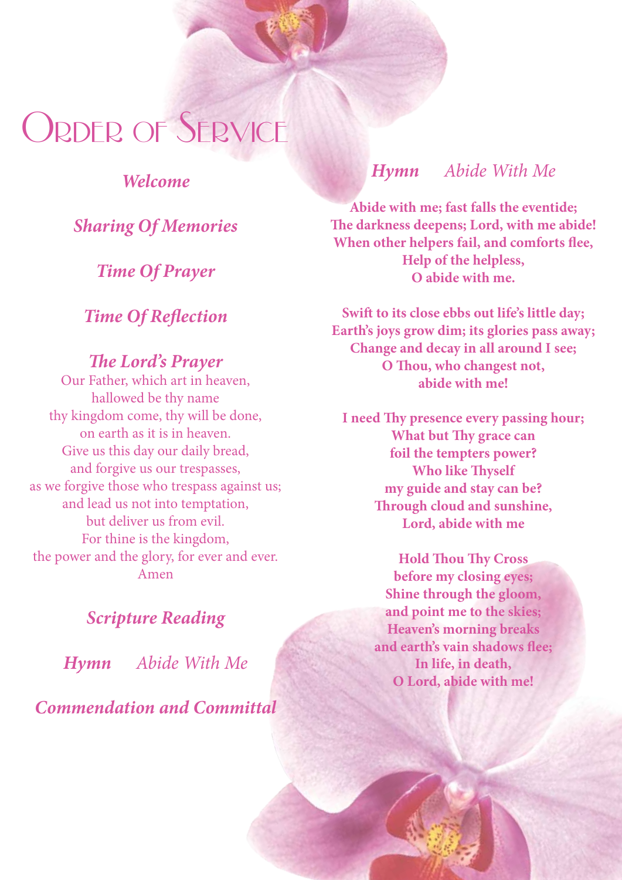# Order of Service

*Welcome*

*Sharing Of Memories*

*Time Of Prayer*

*Time Of Reflection*

***The Lord's Prayer***

Our Father, which art in heaven,
hallowed be thy name
thy kingdom come, thy will be done,
on earth as it is in heaven.
Give us this day our daily bread,
and forgive us our trespasses,
as we forgive those who trespass against us;
and lead us not into temptation,
but deliver us from evil.
For thine is the kingdom,
the power and the glory, for ever and ever.
Amen

***Scripture Reading***

***Hymn*** *Abide With Me*

***Commendation and Committal***

***Hymn*** *Abide With Me*

**Abide with me; fast falls the eventide;
The darkness deepens; Lord, with me abide!
When other helpers fail, and comforts flee,
Help of the helpless,
O abide with me.**

**Swift to its close ebbs out life's little day;
Earth's joys grow dim; its glories pass away;
Change and decay in all around I see;
O Thou, who changest not,
abide with me!**

**I need Thy presence every passing hour;
What but Thy grace can
foil the tempters power?
Who like Thyself
my guide and stay can be?
Through cloud and sunshine,
Lord, abide with me**

**Hold Thou Thy Cross
before my closing eyes;
Shine through the gloom,
and point me to the skies;
Heaven's morning breaks
and earth's vain shadows flee;
In life, in death,
O Lord, abide with me!**